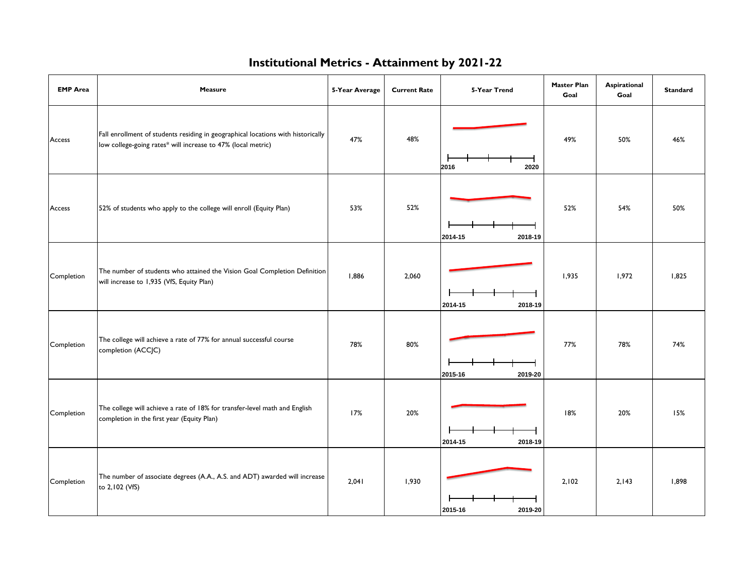# Institutional Metrics - Attainment by 2021-22

| EMP Area | Measure | 5-Year Average | Current Rate | 5-Year Trend | Master Plan Goal | Aspirational Goal | Standard |
|---|---|---|---|---|---|---|---|
| Access | Fall enrollment of students residing in geographical locations with historically low college-going rates* will increase to 47% (local metric) | 47% | 48% | 2016 2020 | 49% | 50% | 46% |
| Access | 52% of students who apply to the college will enroll (Equity Plan) | 53% | 52% | 2014-15 2018-19 | 52% | 54% | 50% |
| Completion | The number of students who attained the Vision Goal Completion Definition will increase to 1,935 (VfS, Equity Plan) | 1,886 | 2,060 | 2014-15 2018-19 | 1,935 | 1,972 | 1,825 |
| Completion | The college will achieve a rate of 77% for annual successful course completion (ACCJC) | 78% | 80% | 2015-16 2019-20 | 77% | 78% | 74% |
| Completion | The college will achieve a rate of 18% for transfer-level math and English completion in the first year (Equity Plan) | 17% | 20% | 2014-15 2018-19 | 18% | 20% | 15% |
| Completion | The number of associate degrees (A.A., A.S. and ADT) awarded will increase to 2,102 (VfS) | 2,041 | 1,930 | 2015-16 2019-20 | 2,102 | 2,143 | 1,898 |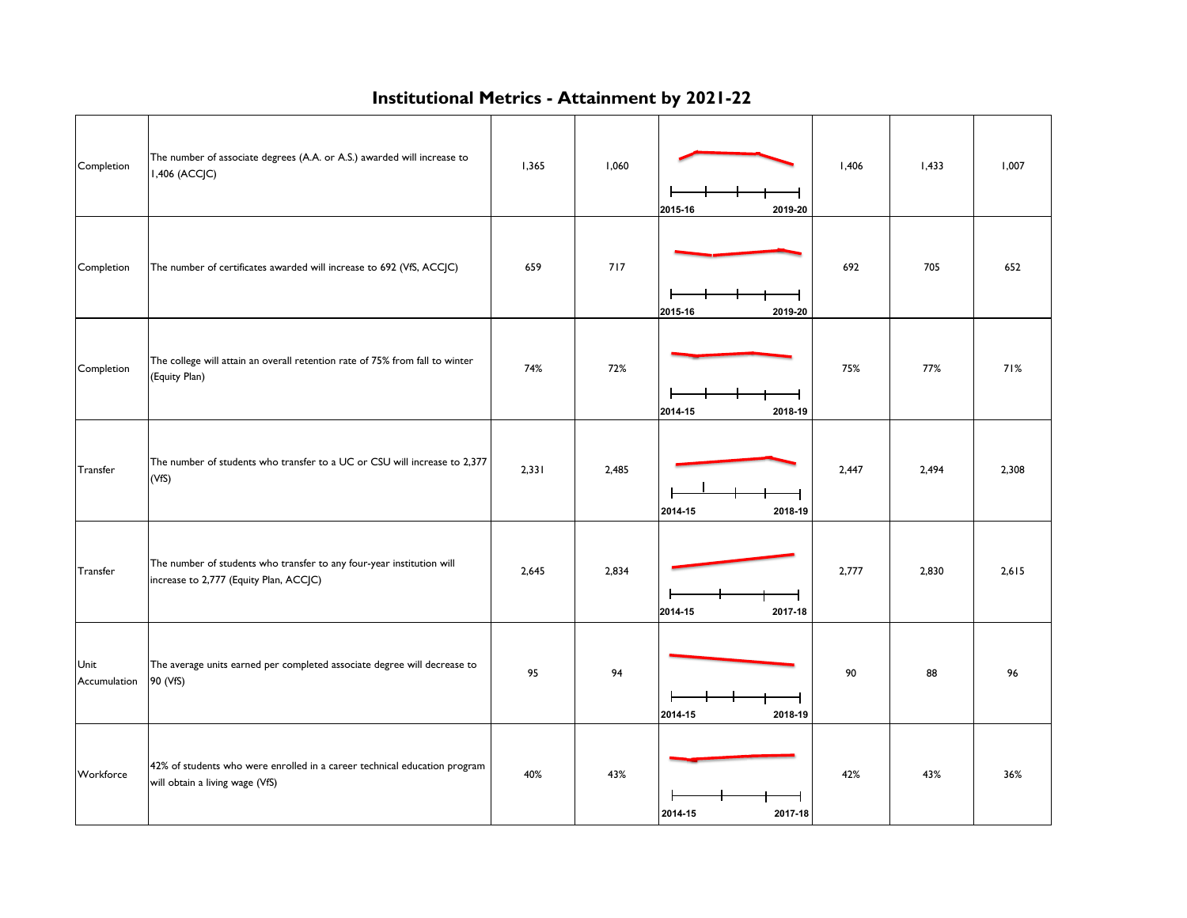# Institutional Metrics - Attainment by 2021-22

| | | | | | | | |
|---|---|---|---|---|---|---|---|
| Completion | The number of associate degrees (A.A. or A.S.) awarded will increase to 1,406 (ACCJC) | 1,365 | 1,060 | 2015-16 2019-20 | 1,406 | 1,433 | 1,007 |
| Completion | The number of certificates awarded will increase to 692 (VfS, ACCJC) | 659 | 717 | 2015-16 2019-20 | 692 | 705 | 652 |
| Completion | The college will attain an overall retention rate of 75% from fall to winter (Equity Plan) | 74% | 72% | 2014-15 2018-19 | 75% | 77% | 71% |
| Transfer | The number of students who transfer to a UC or CSU will increase to 2,377 (VfS) | 2,331 | 2,485 | 2014-15 2018-19 | 2,447 | 2,494 | 2,308 |
| Transfer | The number of students who transfer to any four-year institution will increase to 2,777 (Equity Plan, ACCJC) | 2,645 | 2,834 | 2014-15 2017-18 | 2,777 | 2,830 | 2,615 |
| Unit Accumulation | The average units earned per completed associate degree will decrease to 90 (VfS) | 95 | 94 | 2014-15 2018-19 | 90 | 88 | 96 |
| Workforce | 42% of students who were enrolled in a career technical education program will obtain a living wage (VfS) | 40% | 43% | 2014-15 2017-18 | 42% | 43% | 36% |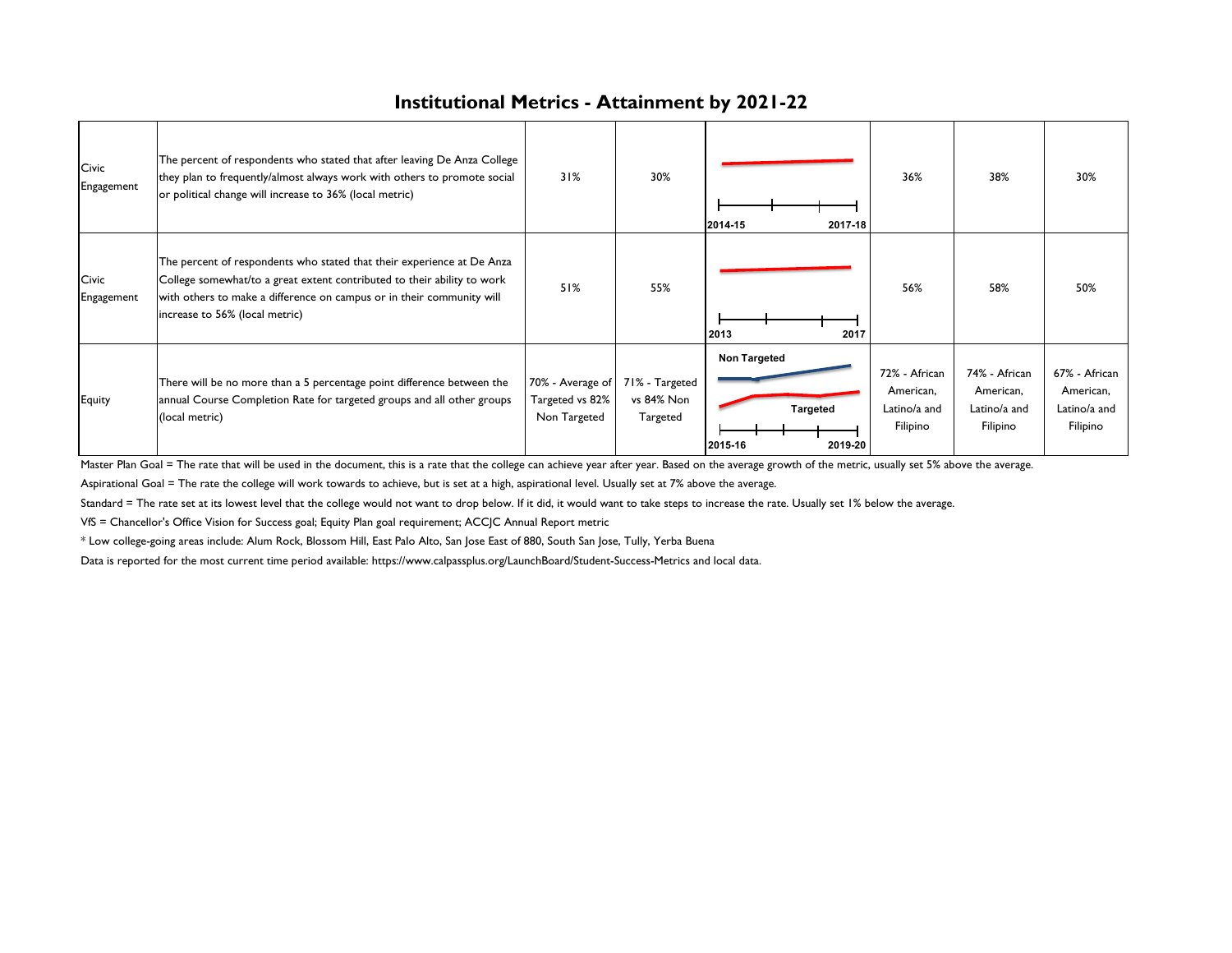## Institutional Metrics - Attainment by 2021-22

| | | | | | | | |
|---|---|---|---|---|---|---|---|
| Civic Engagement | The percent of respondents who stated that after leaving De Anza College they plan to frequently/almost always work with others to promote social or political change will increase to 36% (local metric) | 31% | 30% | 2014-15 2017-18 | 36% | 38% | 30% |
| Civic Engagement | The percent of respondents who stated that their experience at De Anza College somewhat/to a great extent contributed to their ability to work with others to make a difference on campus or in their community will increase to 56% (local metric) | 51% | 55% | 2013 2017 | 56% | 58% | 50% |
| Equity | There will be no more than a 5 percentage point difference between the annual Course Completion Rate for targeted groups and all other groups (local metric) | 70% - Average of Targeted vs 82% Non Targeted | 71% - Targeted vs 84% Non Targeted | Non Targeted Targeted 2015-16 2019-20 | 72% - African American, Latino/a and Filipino | 74% - African American, Latino/a and Filipino | 67% - African American, Latino/a and Filipino |

Master Plan Goal = The rate that will be used in the document, this is a rate that the college can achieve year after year. Based on the average growth of the metric, usually set 5% above the average.

Aspirational Goal = The rate the college will work towards to achieve, but is set at a high, aspirational level. Usually set at 7% above the average.

Standard = The rate set at its lowest level that the college would not want to drop below. If it did, it would want to take steps to increase the rate. Usually set 1% below the average.

VfS = Chancellor's Office Vision for Success goal; Equity Plan goal requirement; ACCJC Annual Report metric

* Low college-going areas include: Alum Rock, Blossom Hill, East Palo Alto, San Jose East of 880, South San Jose, Tully, Yerba Buena

Data is reported for the most current time period available: https://www.calpassplus.org/LaunchBoard/Student-Success-Metrics and local data.